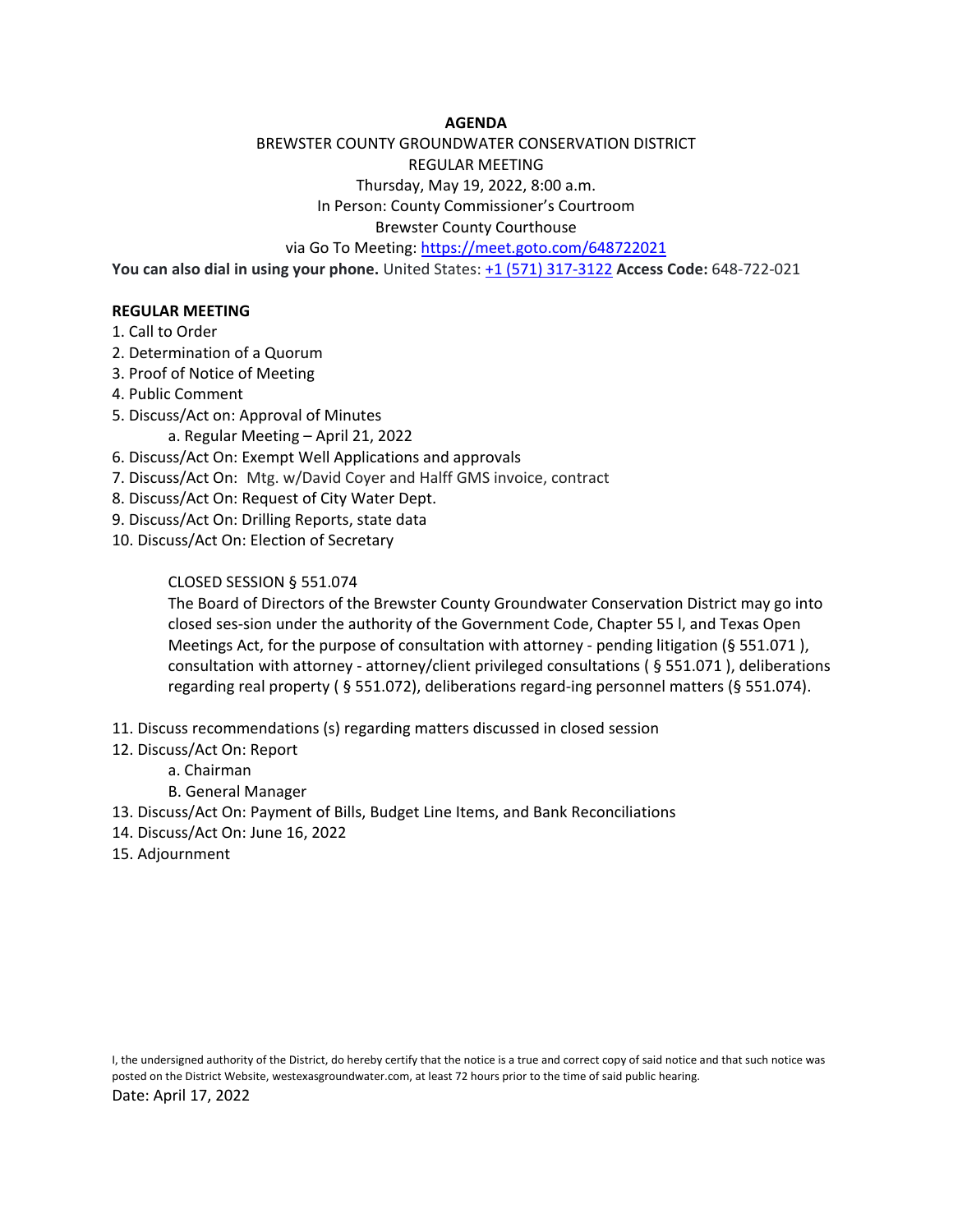**AGENDA**

BREWSTER COUNTY GROUNDWATER CONSERVATION DISTRICT

REGULAR MEETING

Thursday, May 19, 2022, 8:00 a.m.

In Person: County Commissioner's Courtroom

Brewster County Courthouse

via Go To Meeting: https://meet.goto.com/648722021

**You can also dial in using your phone.** United States: +1 (571) 317-3122 **Access Code:** 648-722-021

**REGULAR MEETING**

1. Call to Order
2. Determination of a Quorum
3. Proof of Notice of Meeting
4. Public Comment
5. Discuss/Act on: Approval of Minutes
   a. Regular Meeting – April 21, 2022
6. Discuss/Act On: Exempt Well Applications and approvals
7. Discuss/Act On: Mtg. w/David Coyer and Halff GMS invoice, contract
8. Discuss/Act On: Request of City Water Dept.
9. Discuss/Act On: Drilling Reports, state data
10. Discuss/Act On: Election of Secretary

CLOSED SESSION § 551.074

The Board of Directors of the Brewster County Groundwater Conservation District may go into closed ses-sion under the authority of the Government Code, Chapter 55 l, and Texas Open Meetings Act, for the purpose of consultation with attorney - pending litigation (§ 551.071 ), consultation with attorney - attorney/client privileged consultations ( § 551.071 ), deliberations regarding real property ( § 551.072), deliberations regard-ing personnel matters (§ 551.074).

11. Discuss recommendations (s) regarding matters discussed in closed session
12. Discuss/Act On: Report
    a. Chairman
    B. General Manager
13. Discuss/Act On: Payment of Bills, Budget Line Items, and Bank Reconciliations
14. Discuss/Act On: June 16, 2022
15. Adjournment

I, the undersigned authority of the District, do hereby certify that the notice is a true and correct copy of said notice and that such notice was posted on the District Website, westexasgroundwater.com, at least 72 hours prior to the time of said public hearing.

Date: April 17, 2022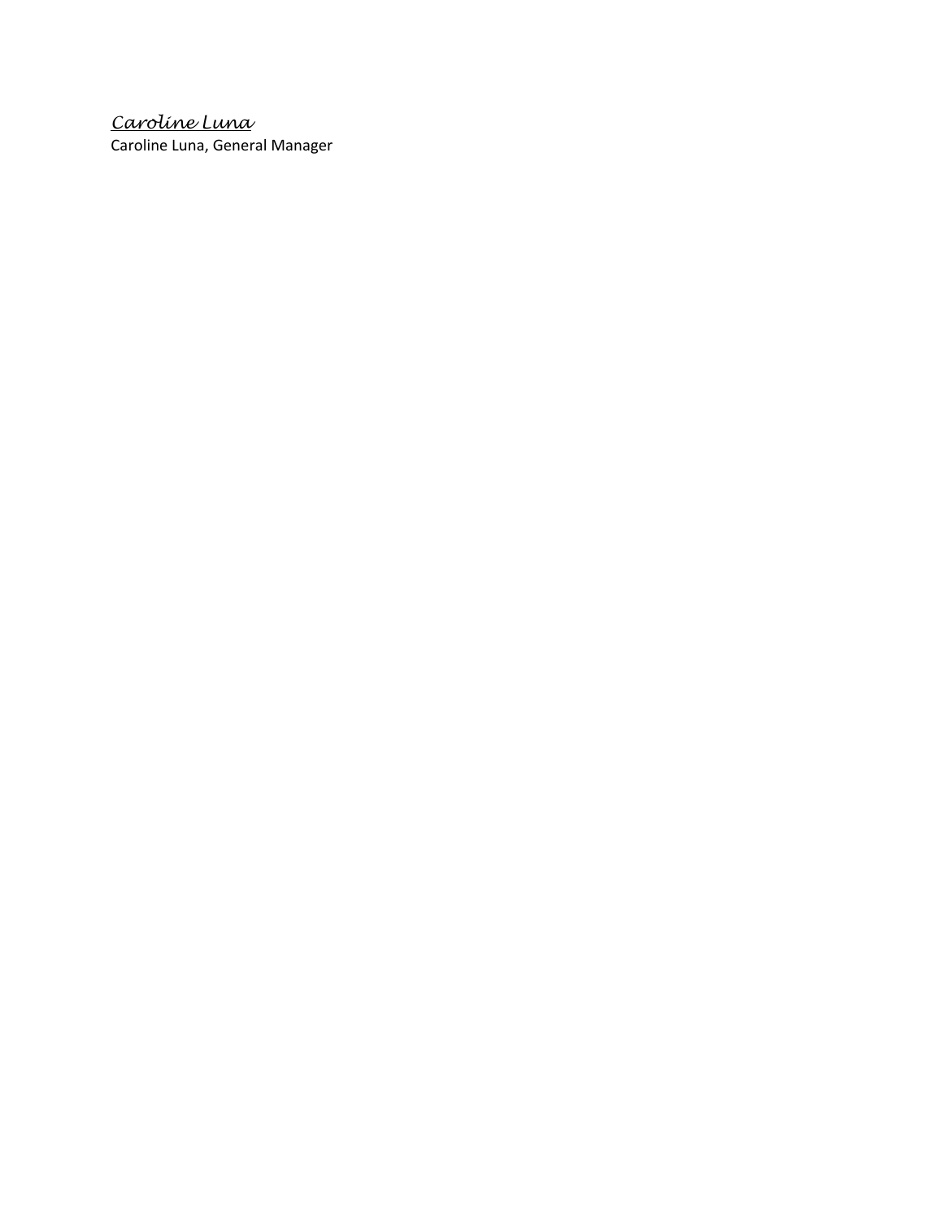*Caroline Luna*

Caroline Luna, General Manager